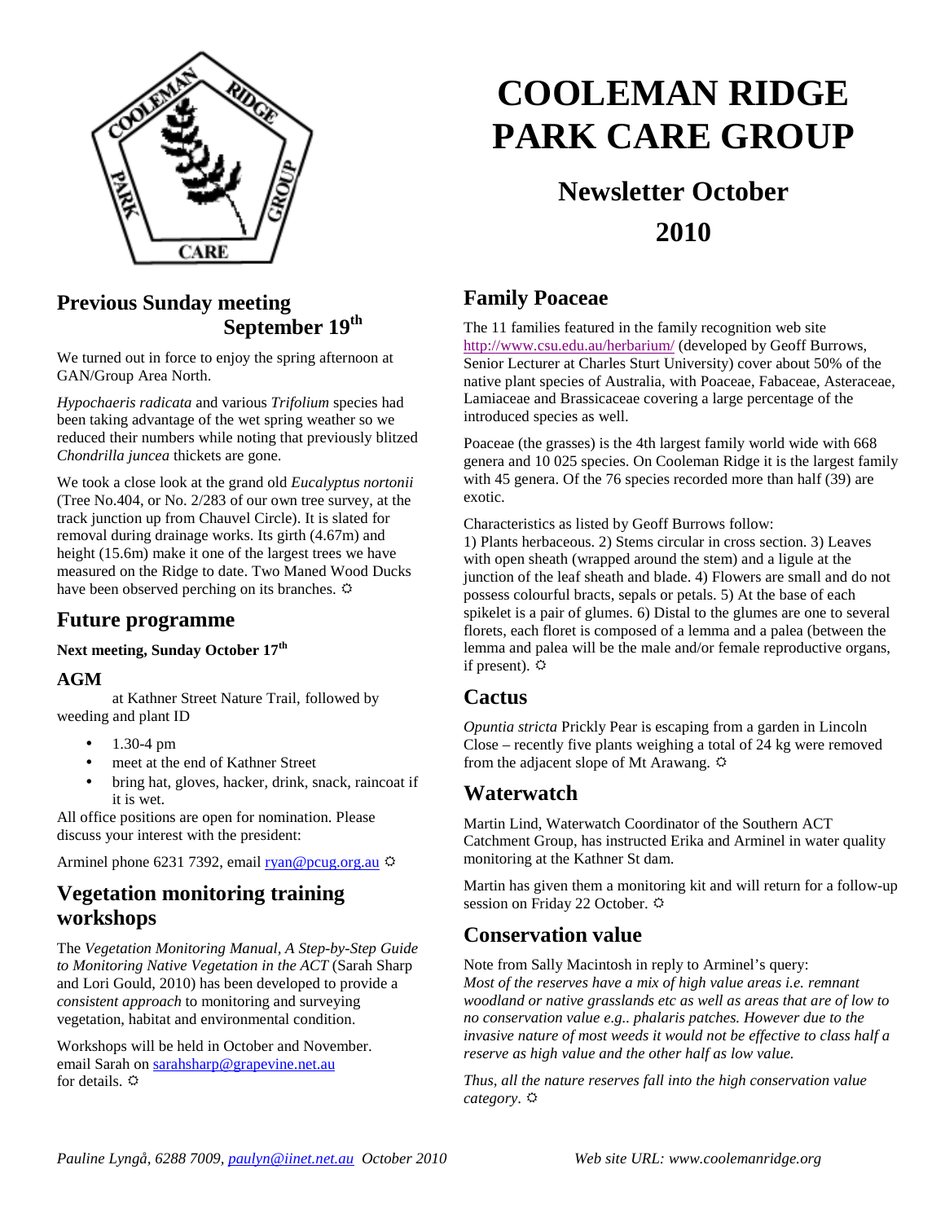# COOLEMAN RIDGE PARK CARE GROUP

## Newsletter October 2010

## Previous Sunday meeting September 19th

We turned out in force to enjoy the spring afternoon at GAN/Group Area North.

*Hypochaeris radicata* and various *Trifolium* species had been taking advantage of the wet spring weather so we reduced their numbers while noting that previously blitzed *Chondrilla juncea* thickets are gone.

We took a close look at the grand old *Eucalyptus nortonii* (Tree No.404, or No. 2/283 of our own tree survey, at the track junction up from Chauvel Circle). It is slated for removal during drainage works. Its girth (4.67m) and height (15.6m) make it one of the largest trees we have measured on the Ridge to date. Two Maned Wood Ducks have been observed perching on its branches. ☼

## Future programme

**Next meeting, Sunday October 17th**

### AGM

at Kathner Street Nature Trail, followed by weeding and plant ID

- 1.30-4 pm
- meet at the end of Kathner Street
- bring hat, gloves, hacker, drink, snack, raincoat if it is wet.

All office positions are open for nomination. Please discuss your interest with the president:

Arminel phone 6231 7392, email ryan@pcug.org.au ☼

## Vegetation monitoring training workshops

The *Vegetation Monitoring Manual, A Step-by-Step Guide to Monitoring Native Vegetation in the ACT* (Sarah Sharp and Lori Gould, 2010) has been developed to provide a *consistent approach* to monitoring and surveying vegetation, habitat and environmental condition.

Workshops will be held in October and November. email Sarah on sarahsharp@grapevine.net.au for details. ☼

## Family Poaceae

The 11 families featured in the family recognition web site http://www.csu.edu.au/herbarium/ (developed by Geoff Burrows, Senior Lecturer at Charles Sturt University) cover about 50% of the native plant species of Australia, with Poaceae, Fabaceae, Asteraceae, Lamiaceae and Brassicaceae covering a large percentage of the introduced species as well.

Poaceae (the grasses) is the 4th largest family world wide with 668 genera and 10 025 species. On Cooleman Ridge it is the largest family with 45 genera. Of the 76 species recorded more than half (39) are exotic.

Characteristics as listed by Geoff Burrows follow:
1) Plants herbaceous. 2) Stems circular in cross section. 3) Leaves with open sheath (wrapped around the stem) and a ligule at the junction of the leaf sheath and blade. 4) Flowers are small and do not possess colourful bracts, sepals or petals. 5) At the base of each spikelet is a pair of glumes. 6) Distal to the glumes are one to several florets, each floret is composed of a lemma and a palea (between the lemma and palea will be the male and/or female reproductive organs, if present). ☼

## Cactus

*Opuntia stricta* Prickly Pear is escaping from a garden in Lincoln Close – recently five plants weighing a total of 24 kg were removed from the adjacent slope of Mt Arawang. ☼

## Waterwatch

Martin Lind, Waterwatch Coordinator of the Southern ACT Catchment Group, has instructed Erika and Arminel in water quality monitoring at the Kathner St dam.

Martin has given them a monitoring kit and will return for a follow-up session on Friday 22 October. ☼

## Conservation value

Note from Sally Macintosh in reply to Arminel's query:
*Most of the reserves have a mix of high value areas i.e. remnant woodland or native grasslands etc as well as areas that are of low to no conservation value e.g.. phalaris patches. However due to the invasive nature of most weeds it would not be effective to class half a reserve as high value and the other half as low value.*

*Thus, all the nature reserves fall into the high conservation value category*. ☼

*Pauline Lyngå, 6288 7009, paulyn@iinet.net.au October 2010* *Web site URL: www.coolemanridge.org*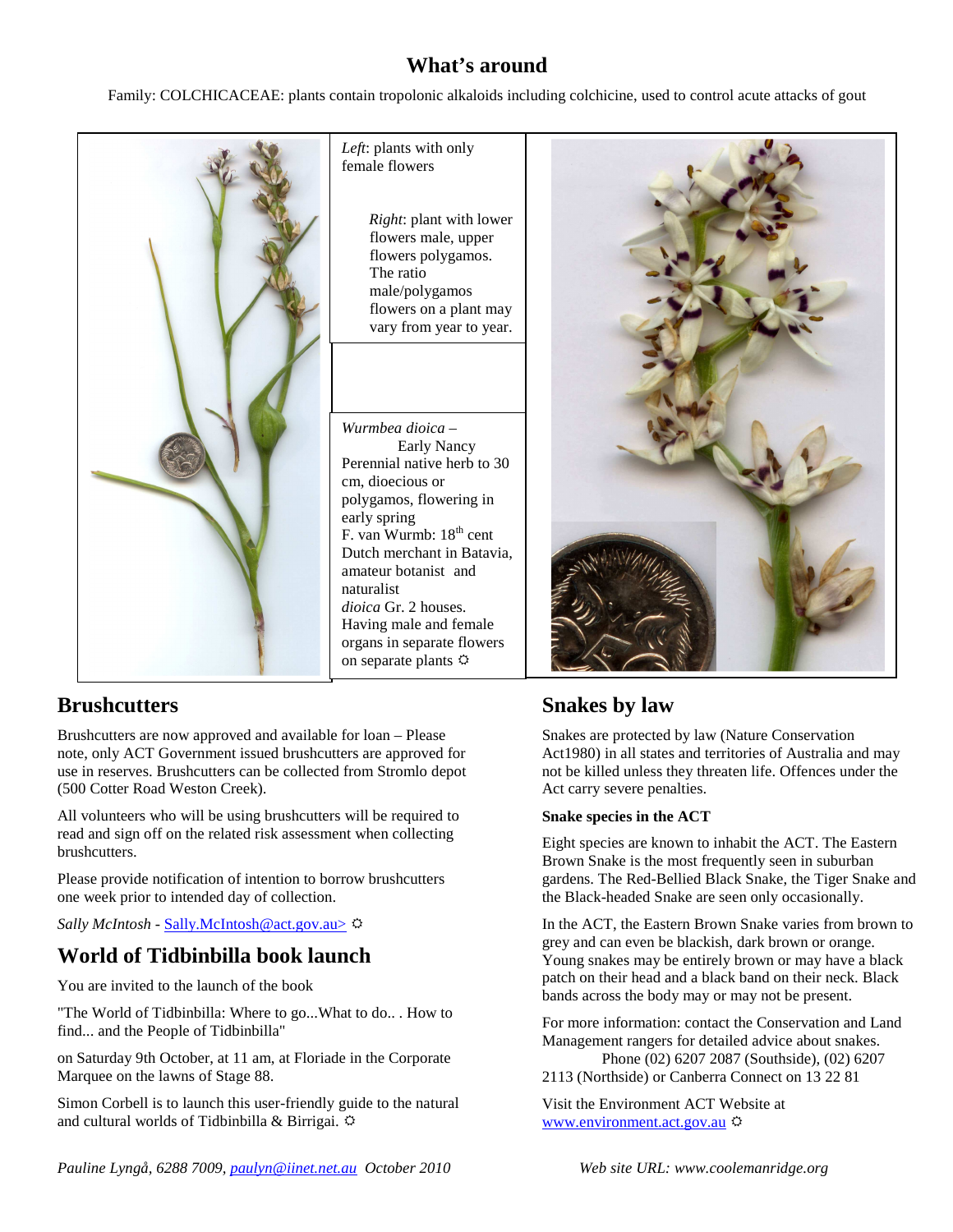# What's around

Family: COLCHICACEAE: plants contain tropolonic alkaloids including colchicine, used to control acute attacks of gout

*Left*: plants with only female flowers

*Right*: plant with lower flowers male, upper flowers polygamos. The ratio male/polygamos flowers on a plant may vary from year to year.

*Wurmbea dioica* – Early Nancy
Perennial native herb to 30 cm, dioecious or polygamos, flowering in early spring
F. van Wurmb: 18th cent Dutch merchant in Batavia, amateur botanist and naturalist
*dioica* Gr. 2 houses. Having male and female organs in separate flowers on separate plants ☼

## Brushcutters

Brushcutters are now approved and available for loan – Please note, only ACT Government issued brushcutters are approved for use in reserves. Brushcutters can be collected from Stromlo depot (500 Cotter Road Weston Creek).

All volunteers who will be using brushcutters will be required to read and sign off on the related risk assessment when collecting brushcutters.

Please provide notification of intention to borrow brushcutters one week prior to intended day of collection.

*Sally McIntosh* - Sally.McIntosh@act.gov.au> ☼

## World of Tidbinbilla book launch

You are invited to the launch of the book

"The World of Tidbinbilla: Where to go...What to do.. . How to find... and the People of Tidbinbilla"

on Saturday 9th October, at 11 am, at Floriade in the Corporate Marquee on the lawns of Stage 88.

Simon Corbell is to launch this user-friendly guide to the natural and cultural worlds of Tidbinbilla & Birrigai. ☼

## Snakes by law

Snakes are protected by law (Nature Conservation Act1980) in all states and territories of Australia and may not be killed unless they threaten life. Offences under the Act carry severe penalties.

**Snake species in the ACT**

Eight species are known to inhabit the ACT. The Eastern Brown Snake is the most frequently seen in suburban gardens. The Red-Bellied Black Snake, the Tiger Snake and the Black-headed Snake are seen only occasionally.

In the ACT, the Eastern Brown Snake varies from brown to grey and can even be blackish, dark brown or orange. Young snakes may be entirely brown or may have a black patch on their head and a black band on their neck. Black bands across the body may or may not be present.

For more information: contact the Conservation and Land Management rangers for detailed advice about snakes. Phone (02) 6207 2087 (Southside), (02) 6207 2113 (Northside) or Canberra Connect on 13 22 81

Visit the Environment ACT Website at www.environment.act.gov.au ☼

*Pauline Lyngå, 6288 7009, paulyn@iinet.net.au October 2010*

*Web site URL: www.coolemanridge.org*